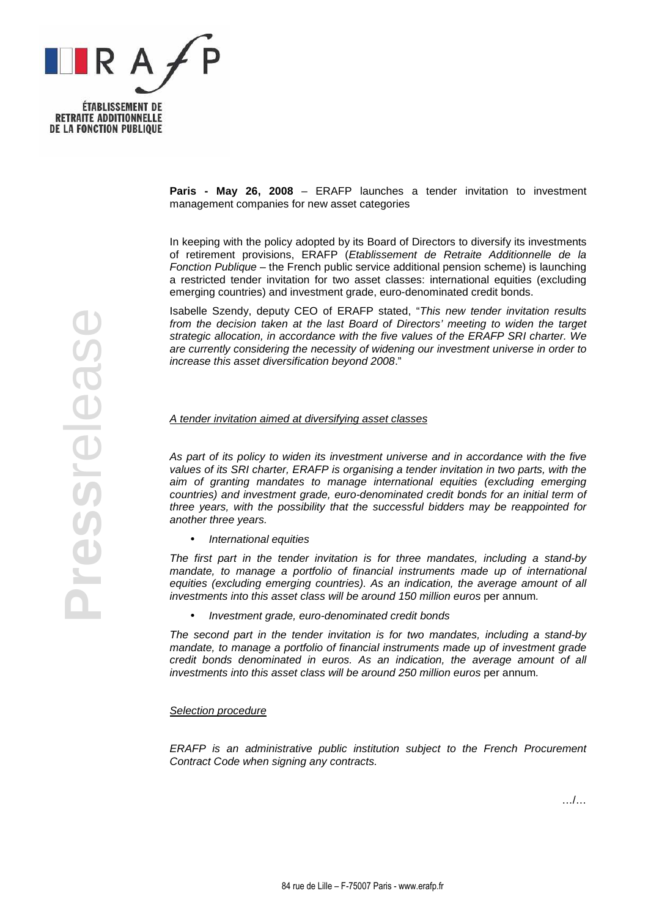ÉTABLISSEMENT DE RETRAITE ADDITIONNELLE DE LA FONCTION PUBLIQUE

**Paris - May 26, 2008** – ERAFP launches a tender invitation to investment management companies for new asset categories

In keeping with the policy adopted by its Board of Directors to diversify its investments of retirement provisions, ERAFP (*Etablissement de Retraite Additionnelle de la Fonction Publique* – the French public service additional pension scheme) is launching a restricted tender invitation for two asset classes: international equities (excluding emerging countries) and investment grade, euro-denominated credit bonds.

Isabelle Szendy, deputy CEO of ERAFP stated, "*This new tender invitation results from the decision taken at the last Board of Directors' meeting to widen the target strategic allocation, in accordance with the five values of the ERAFP SRI charter. We are currently considering the necessity of widening our investment universe in order to increase this asset diversification beyond 2008*."

## *A tender invitation aimed at diversifying asset classes*

*As part of its policy to widen its investment universe and in accordance with the five values of its SRI charter, ERAFP is organising a tender invitation in two parts, with the aim of granting mandates to manage international equities (excluding emerging countries) and investment grade, euro-denominated credit bonds for an initial term of three years, with the possibility that the successful bidders may be reappointed for another three years.*

- *International equities*

*The first part in the tender invitation is for three mandates, including a stand-by mandate, to manage a portfolio of financial instruments made up of international equities (excluding emerging countries). As an indication, the average amount of all investments into this asset class will be around 150 million euros* per annum*.*

- *Investment grade, euro-denominated credit bonds*

*The second part in the tender invitation is for two mandates, including a stand-by mandate, to manage a portfolio of financial instruments made up of investment grade credit bonds denominated in euros. As an indication, the average amount of all investments into this asset class will be around 250 million euros* per annum*.*

## *Selection procedure*

*ERAFP is an administrative public institution subject to the French Procurement Contract Code when signing any contracts.*

…/…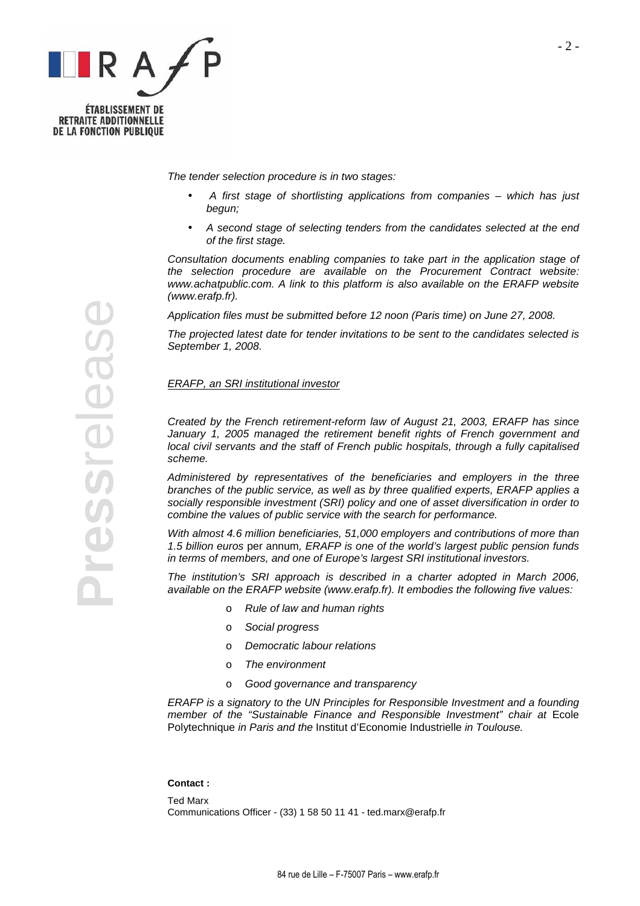*The tender selection procedure is in two stages:*

- *A first stage of shortlisting applications from companies – which has just begun;*
- *A second stage of selecting tenders from the candidates selected at the end of the first stage.*

*Consultation documents enabling companies to take part in the application stage of the selection procedure are available on the Procurement Contract website: www.achatpublic.com. A link to this platform is also available on the ERAFP website (www.erafp.fr).*

*Application files must be submitted before 12 noon (Paris time) on June 27, 2008.*

*The projected latest date for tender invitations to be sent to the candidates selected is September 1, 2008.*

<u>*ERAFP, an SRI institutional investor*</u>

*Created by the French retirement-reform law of August 21, 2003, ERAFP has since January 1, 2005 managed the retirement benefit rights of French government and local civil servants and the staff of French public hospitals, through a fully capitalised scheme.*

*Administered by representatives of the beneficiaries and employers in the three branches of the public service, as well as by three qualified experts, ERAFP applies a socially responsible investment (SRI) policy and one of asset diversification in order to combine the values of public service with the search for performance.*

*With almost 4.6 million beneficiaries, 51,000 employers and contributions of more than 1.5 billion euros* per annum*, ERAFP is one of the world's largest public pension funds in terms of members, and one of Europe's largest SRI institutional investors.*

*The institution's SRI approach is described in a charter adopted in March 2006, available on the ERAFP website (www.erafp.fr). It embodies the following five values:*

- *Rule of law and human rights*
- *Social progress*
- *Democratic labour relations*
- *The environment*
- *Good governance and transparency*

*ERAFP is a signatory to the UN Principles for Responsible Investment and a founding member of the "Sustainable Finance and Responsible Investment" chair at* Ecole Polytechnique *in Paris and the* Institut d'Economie Industrielle *in Toulouse.*

**Contact :**

Ted Marx
Communications Officer - (33) 1 58 50 11 41 - ted.marx@erafp.fr

84 rue de Lille – F-75007 Paris – www.erafp.fr